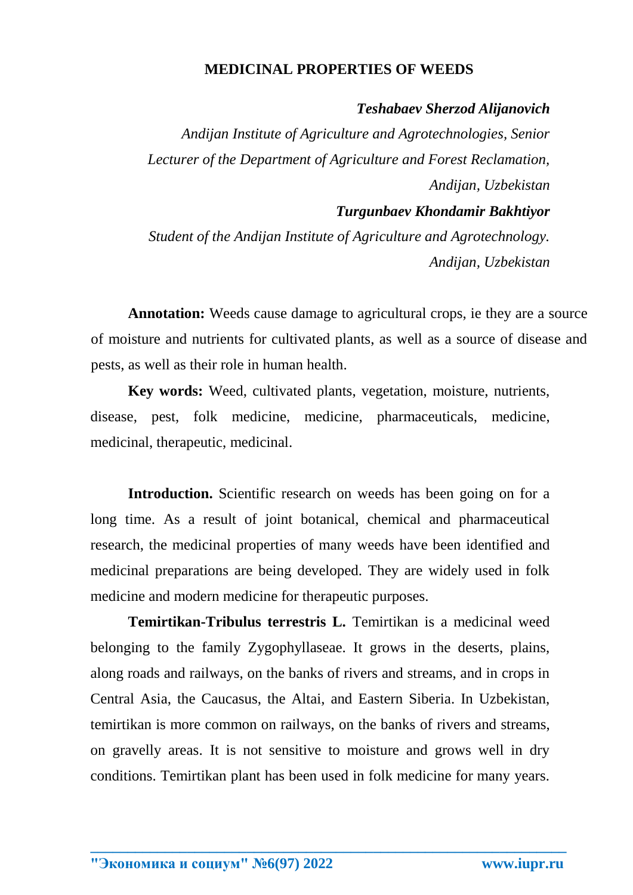# MEDICINAL PROPERTIES OF WEEDS

***Teshabaev Sherzod Alijanovich***

*Andijan Institute of Agriculture and Agrotechnologies, Senior Lecturer of the Department of Agriculture and Forest Reclamation, Andijan, Uzbekistan*

***Turgunbaev Khondamir Bakhtiyor***

*Student of the Andijan Institute of Agriculture and Agrotechnology. Andijan, Uzbekistan*

**Annotation:** Weeds cause damage to agricultural crops, ie they are a source of moisture and nutrients for cultivated plants, as well as a source of disease and pests, as well as their role in human health.

**Key words:** Weed, cultivated plants, vegetation, moisture, nutrients, disease, pest, folk medicine, medicine, pharmaceuticals, medicine, medicinal, therapeutic, medicinal.

**Introduction.** Scientific research on weeds has been going on for a long time. As a result of joint botanical, chemical and pharmaceutical research, the medicinal properties of many weeds have been identified and medicinal preparations are being developed. They are widely used in folk medicine and modern medicine for therapeutic purposes.

**Temirtikan-Tribulus terrestris L.** Temirtikan is a medicinal weed belonging to the family Zygophyllaseae. It grows in the deserts, plains, along roads and railways, on the banks of rivers and streams, and in crops in Central Asia, the Caucasus, the Altai, and Eastern Siberia. In Uzbekistan, temirtikan is more common on railways, on the banks of rivers and streams, on gravelly areas. It is not sensitive to moisture and grows well in dry conditions. Temirtikan plant has been used in folk medicine for many years.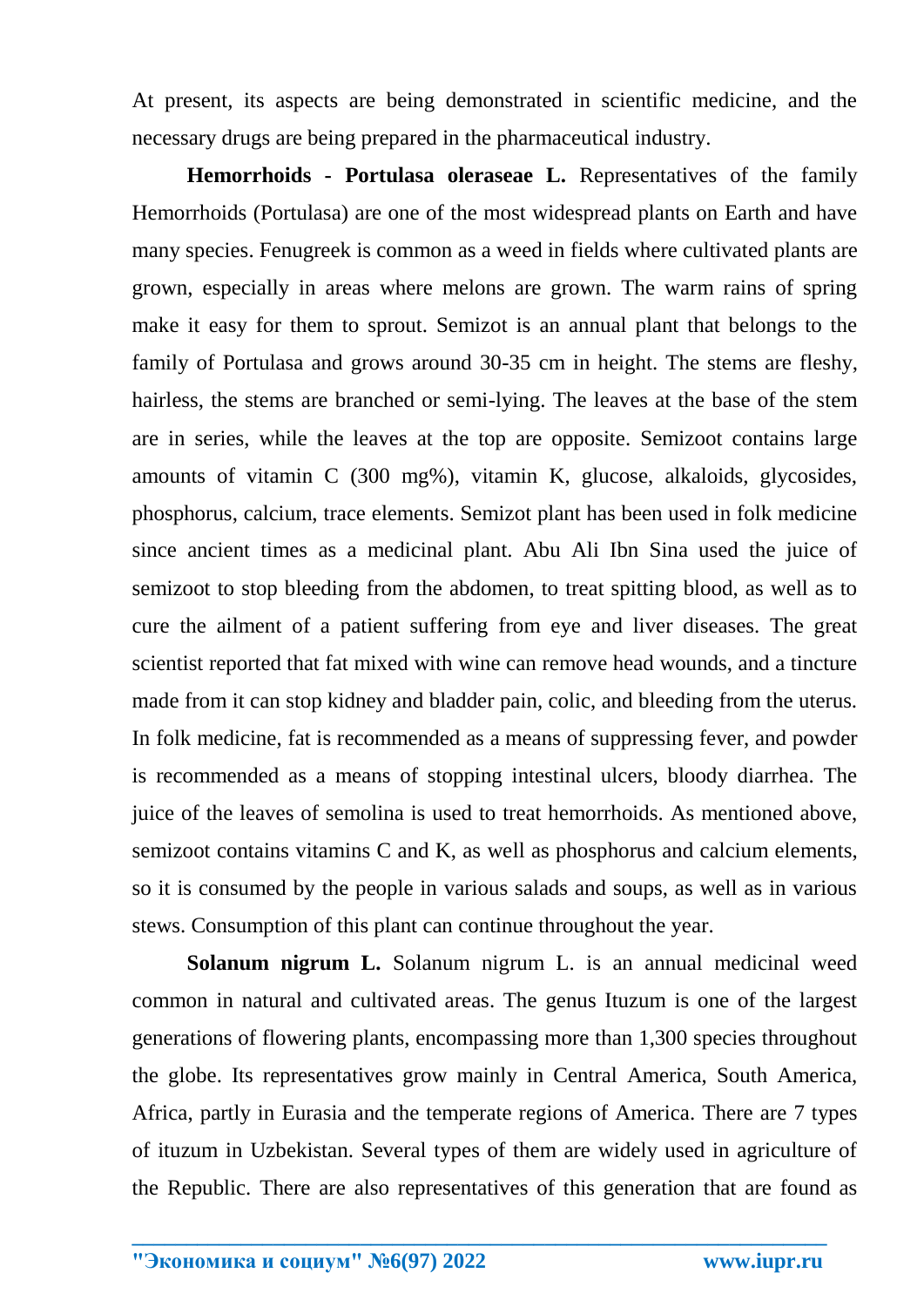At present, its aspects are being demonstrated in scientific medicine, and the necessary drugs are being prepared in the pharmaceutical industry.

**Hemorrhoids - Portulasa oleraseae L.** Representatives of the family Hemorrhoids (Portulasa) are one of the most widespread plants on Earth and have many species. Fenugreek is common as a weed in fields where cultivated plants are grown, especially in areas where melons are grown. The warm rains of spring make it easy for them to sprout. Semizot is an annual plant that belongs to the family of Portulasa and grows around 30-35 cm in height. The stems are fleshy, hairless, the stems are branched or semi-lying. The leaves at the base of the stem are in series, while the leaves at the top are opposite. Semizoot contains large amounts of vitamin C (300 mg%), vitamin K, glucose, alkaloids, glycosides, phosphorus, calcium, trace elements. Semizot plant has been used in folk medicine since ancient times as a medicinal plant. Abu Ali Ibn Sina used the juice of semizoot to stop bleeding from the abdomen, to treat spitting blood, as well as to cure the ailment of a patient suffering from eye and liver diseases. The great scientist reported that fat mixed with wine can remove head wounds, and a tincture made from it can stop kidney and bladder pain, colic, and bleeding from the uterus. In folk medicine, fat is recommended as a means of suppressing fever, and powder is recommended as a means of stopping intestinal ulcers, bloody diarrhea. The juice of the leaves of semolina is used to treat hemorrhoids. As mentioned above, semizoot contains vitamins C and K, as well as phosphorus and calcium elements, so it is consumed by the people in various salads and soups, as well as in various stews. Consumption of this plant can continue throughout the year.

**Solanum nigrum L.** Solanum nigrum L. is an annual medicinal weed common in natural and cultivated areas. The genus Ituzum is one of the largest generations of flowering plants, encompassing more than 1,300 species throughout the globe. Its representatives grow mainly in Central America, South America, Africa, partly in Eurasia and the temperate regions of America. There are 7 types of ituzum in Uzbekistan. Several types of them are widely used in agriculture of the Republic. There are also representatives of this generation that are found as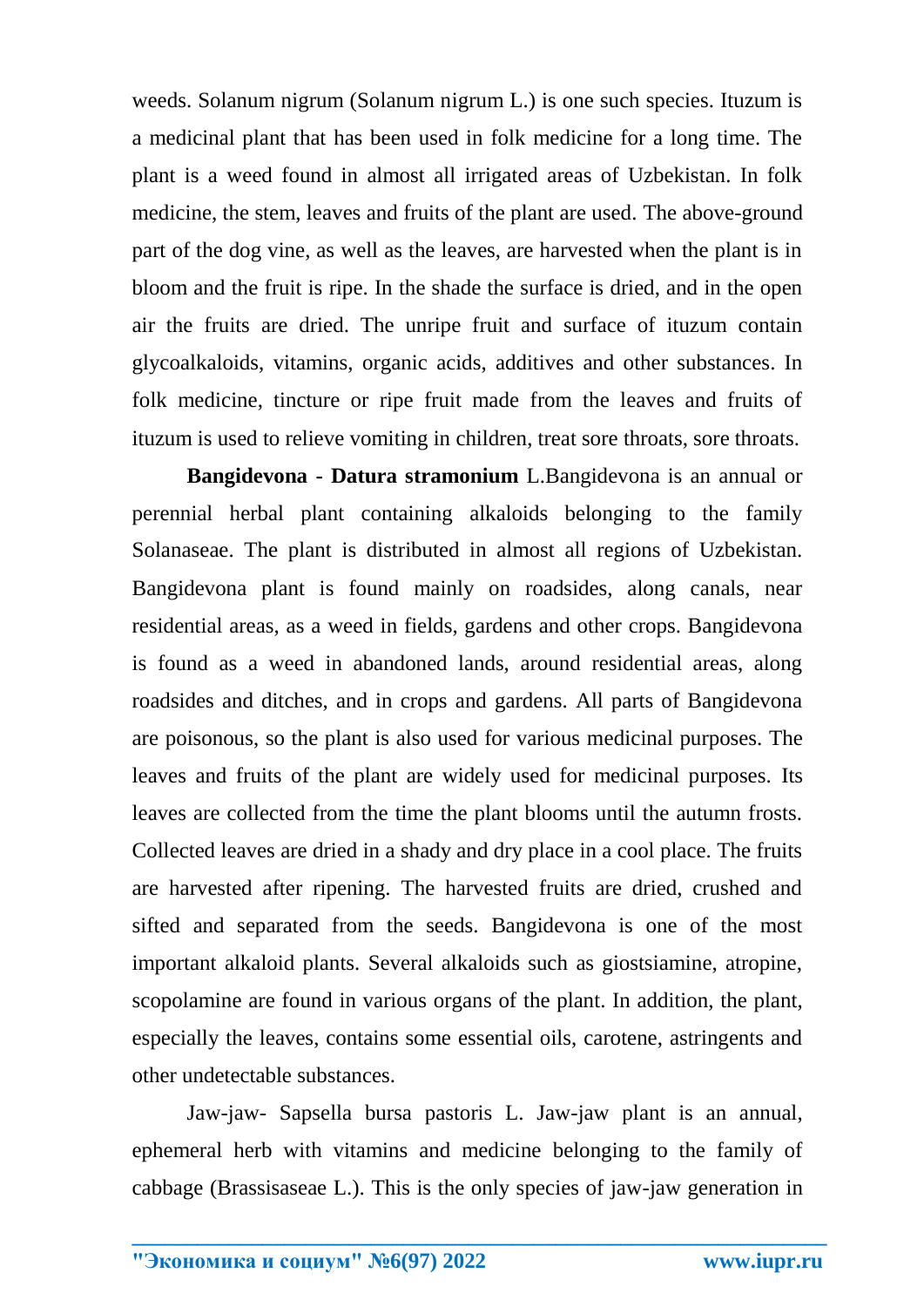weeds. Solanum nigrum (Solanum nigrum L.) is one such species. Ituzum is a medicinal plant that has been used in folk medicine for a long time. The plant is a weed found in almost all irrigated areas of Uzbekistan. In folk medicine, the stem, leaves and fruits of the plant are used. The above-ground part of the dog vine, as well as the leaves, are harvested when the plant is in bloom and the fruit is ripe. In the shade the surface is dried, and in the open air the fruits are dried. The unripe fruit and surface of ituzum contain glycoalkaloids, vitamins, organic acids, additives and other substances. In folk medicine, tincture or ripe fruit made from the leaves and fruits of ituzum is used to relieve vomiting in children, treat sore throats, sore throats.

**Bangidevona - Datura stramonium** L.Bangidevona is an annual or perennial herbal plant containing alkaloids belonging to the family Solanaseae. The plant is distributed in almost all regions of Uzbekistan. Bangidevona plant is found mainly on roadsides, along canals, near residential areas, as a weed in fields, gardens and other crops. Bangidevona is found as a weed in abandoned lands, around residential areas, along roadsides and ditches, and in crops and gardens. All parts of Bangidevona are poisonous, so the plant is also used for various medicinal purposes. The leaves and fruits of the plant are widely used for medicinal purposes. Its leaves are collected from the time the plant blooms until the autumn frosts. Collected leaves are dried in a shady and dry place in a cool place. The fruits are harvested after ripening. The harvested fruits are dried, crushed and sifted and separated from the seeds. Bangidevona is one of the most important alkaloid plants. Several alkaloids such as giostsiamine, atropine, scopolamine are found in various organs of the plant. In addition, the plant, especially the leaves, contains some essential oils, carotene, astringents and other undetectable substances.

Jaw-jaw- Sapsella bursa pastoris L. Jaw-jaw plant is an annual, ephemeral herb with vitamins and medicine belonging to the family of cabbage (Brassisaseae L.). This is the only species of jaw-jaw generation in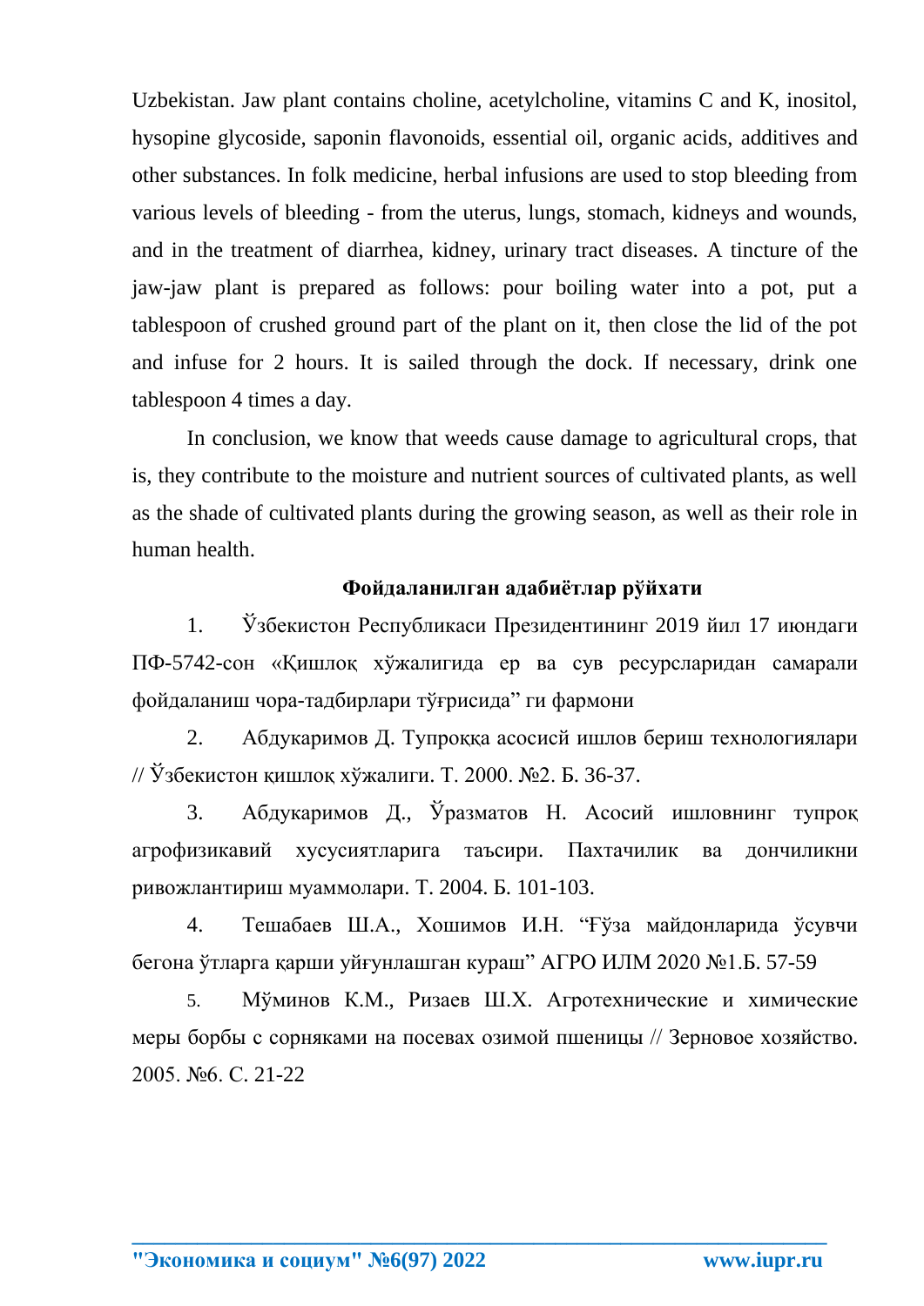Uzbekistan. Jaw plant contains choline, acetylcholine, vitamins C and K, inositol, hysopine glycoside, saponin flavonoids, essential oil, organic acids, additives and other substances. In folk medicine, herbal infusions are used to stop bleeding from various levels of bleeding - from the uterus, lungs, stomach, kidneys and wounds, and in the treatment of diarrhea, kidney, urinary tract diseases. A tincture of the jaw-jaw plant is prepared as follows: pour boiling water into a pot, put a tablespoon of crushed ground part of the plant on it, then close the lid of the pot and infuse for 2 hours. It is sailed through the dock. If necessary, drink one tablespoon 4 times a day.

In conclusion, we know that weeds cause damage to agricultural crops, that is, they contribute to the moisture and nutrient sources of cultivated plants, as well as the shade of cultivated plants during the growing season, as well as their role in human health.

**Фойдаланилган адабиётлар рўйхати**

1. Ўзбекистон Республикаси Президентининг 2019 йил 17 июндаги ПФ-5742-сон «Қишлоқ хўжалигида ер ва сув ресурсларидан самарали фойдаланиш чора-тадбирлари тўғрисида" ги фармони
2. Абдукаримов Д. Тупроққа асосисй ишлов бериш технологиялари // Ўзбекистон қишлоқ хўжалиги. Т. 2000. №2. Б. 36-37.
3. Абдукаримов Д., Ўразматов Н. Асосий ишловнинг тупроқ агрофизикавий хусусиятларига таъсири. Пахтачилик ва дончиликни ривожлантириш муаммолари. Т. 2004. Б. 101-103.
4. Тешабаев Ш.А., Хошимов И.Н. "Ғўза майдонларида ўсувчи бегона ўтларга қарши уйғунлашган кураш" АГРО ИЛМ 2020 №1.Б. 57-59
5. Мўминов К.М., Ризаев Ш.Х. Агротехнические и химические меры борбы с сорняками на посевах озимой пшеницы // Зерновое хозяйство. 2005. №6. С. 21-22